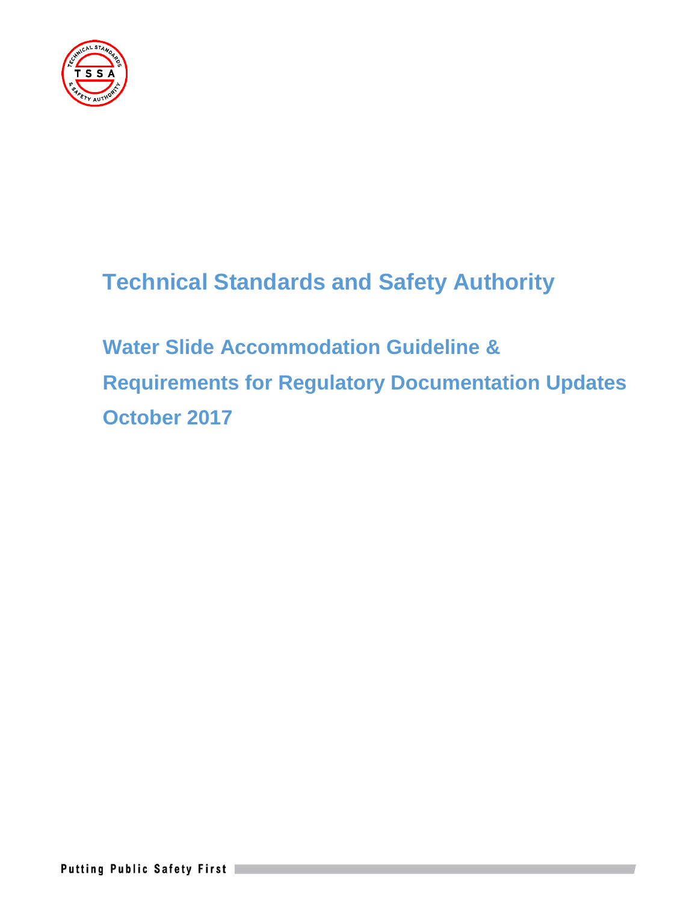# Technical Standards and Safety Authority

## Water Slide Accommodation Guideline & Requirements for Regulatory Documentation Updates

## October 2017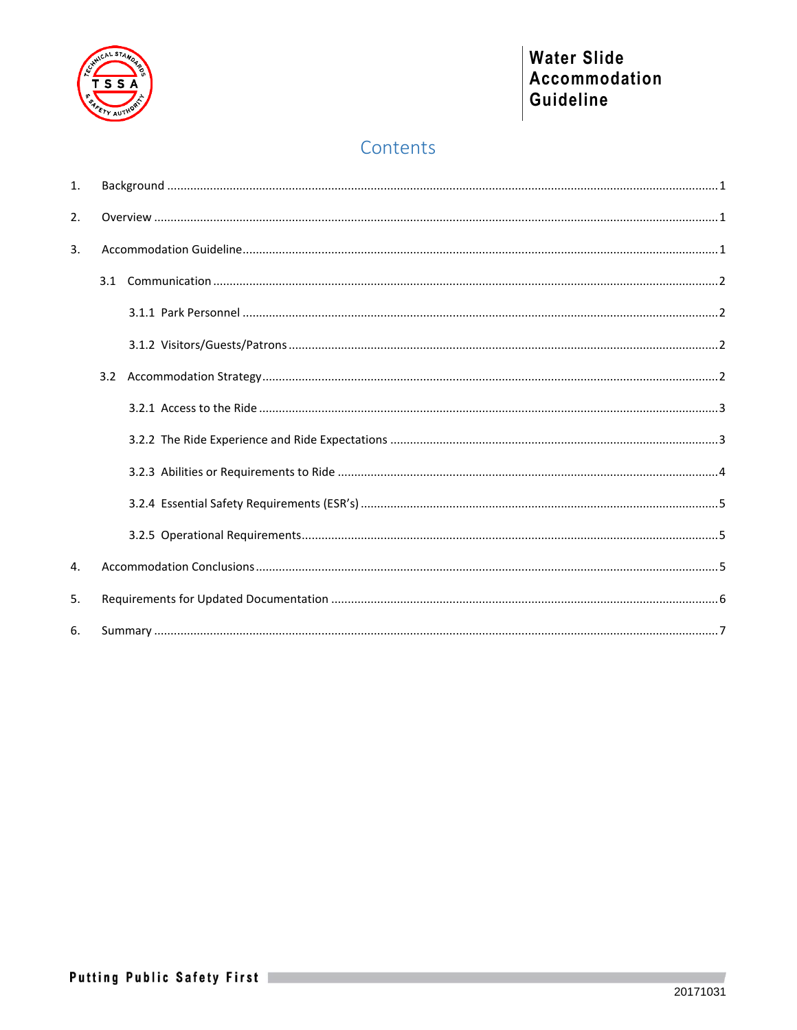# Contents

1. Background ..... 1
2. Overview ..... 1
3. Accommodation Guideline ..... 1
   - 3.1 Communication ..... 2
     - 3.1.1 Park Personnel ..... 2
     - 3.1.2 Visitors/Guests/Patrons ..... 2
   - 3.2 Accommodation Strategy ..... 2
     - 3.2.1 Access to the Ride ..... 3
     - 3.2.2 The Ride Experience and Ride Expectations ..... 3
     - 3.2.3 Abilities or Requirements to Ride ..... 4
     - 3.2.4 Essential Safety Requirements (ESR's) ..... 5
     - 3.2.5 Operational Requirements ..... 5
4. Accommodation Conclusions ..... 5
5. Requirements for Updated Documentation ..... 6
6. Summary ..... 7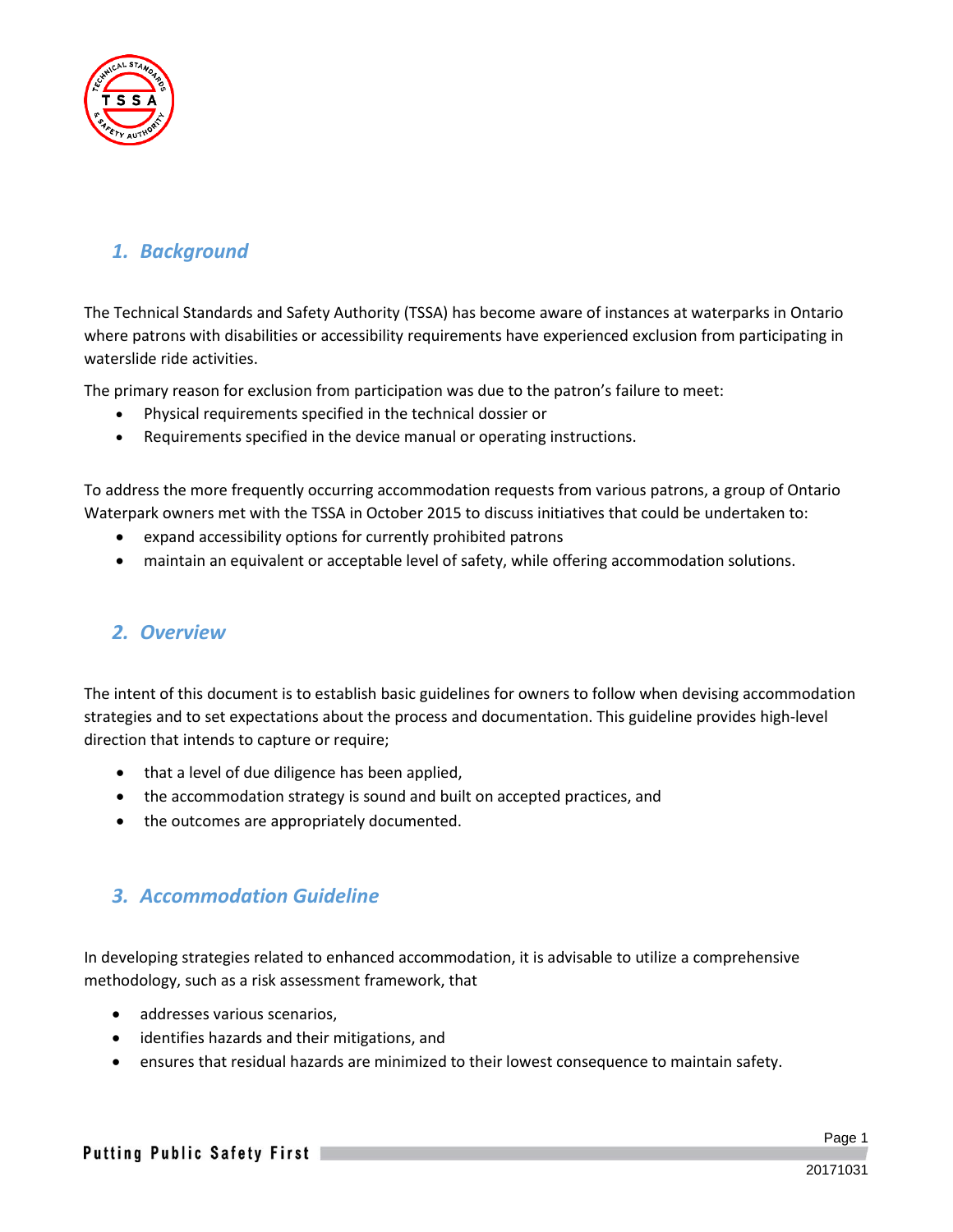## 1. Background

The Technical Standards and Safety Authority (TSSA) has become aware of instances at waterparks in Ontario where patrons with disabilities or accessibility requirements have experienced exclusion from participating in waterslide ride activities.

The primary reason for exclusion from participation was due to the patron's failure to meet:

- Physical requirements specified in the technical dossier or
- Requirements specified in the device manual or operating instructions.

To address the more frequently occurring accommodation requests from various patrons, a group of Ontario Waterpark owners met with the TSSA in October 2015 to discuss initiatives that could be undertaken to:

- expand accessibility options for currently prohibited patrons
- maintain an equivalent or acceptable level of safety, while offering accommodation solutions.

## 2. Overview

The intent of this document is to establish basic guidelines for owners to follow when devising accommodation strategies and to set expectations about the process and documentation. This guideline provides high-level direction that intends to capture or require;

- that a level of due diligence has been applied,
- the accommodation strategy is sound and built on accepted practices, and
- the outcomes are appropriately documented.

## 3. Accommodation Guideline

In developing strategies related to enhanced accommodation, it is advisable to utilize a comprehensive methodology, such as a risk assessment framework, that

- addresses various scenarios,
- identifies hazards and their mitigations, and
- ensures that residual hazards are minimized to their lowest consequence to maintain safety.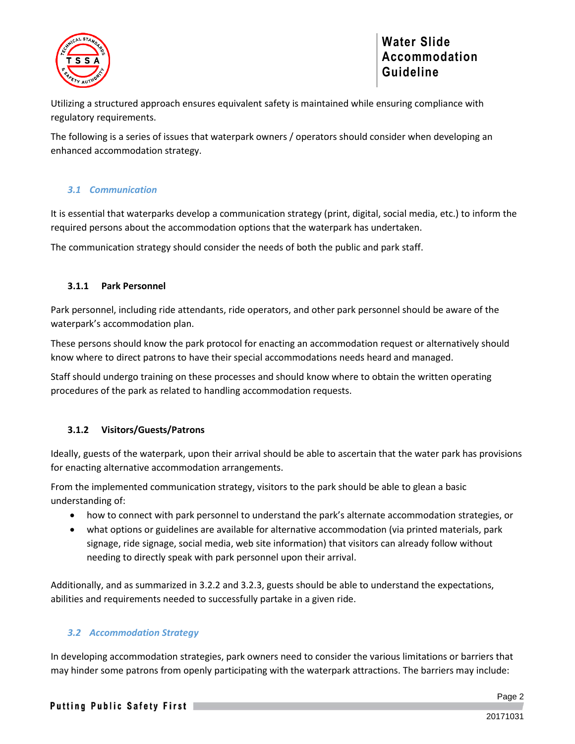Utilizing a structured approach ensures equivalent safety is maintained while ensuring compliance with regulatory requirements.

The following is a series of issues that waterpark owners / operators should consider when developing an enhanced accommodation strategy.

## *3.1 Communication*

It is essential that waterparks develop a communication strategy (print, digital, social media, etc.) to inform the required persons about the accommodation options that the waterpark has undertaken.

The communication strategy should consider the needs of both the public and park staff.

### 3.1.1 Park Personnel

Park personnel, including ride attendants, ride operators, and other park personnel should be aware of the waterpark's accommodation plan.

These persons should know the park protocol for enacting an accommodation request or alternatively should know where to direct patrons to have their special accommodations needs heard and managed.

Staff should undergo training on these processes and should know where to obtain the written operating procedures of the park as related to handling accommodation requests.

### 3.1.2 Visitors/Guests/Patrons

Ideally, guests of the waterpark, upon their arrival should be able to ascertain that the water park has provisions for enacting alternative accommodation arrangements.

From the implemented communication strategy, visitors to the park should be able to glean a basic understanding of:

- how to connect with park personnel to understand the park's alternate accommodation strategies, or
- what options or guidelines are available for alternative accommodation (via printed materials, park signage, ride signage, social media, web site information) that visitors can already follow without needing to directly speak with park personnel upon their arrival.

Additionally, and as summarized in 3.2.2 and 3.2.3, guests should be able to understand the expectations, abilities and requirements needed to successfully partake in a given ride.

## *3.2 Accommodation Strategy*

In developing accommodation strategies, park owners need to consider the various limitations or barriers that may hinder some patrons from openly participating with the waterpark attractions. The barriers may include: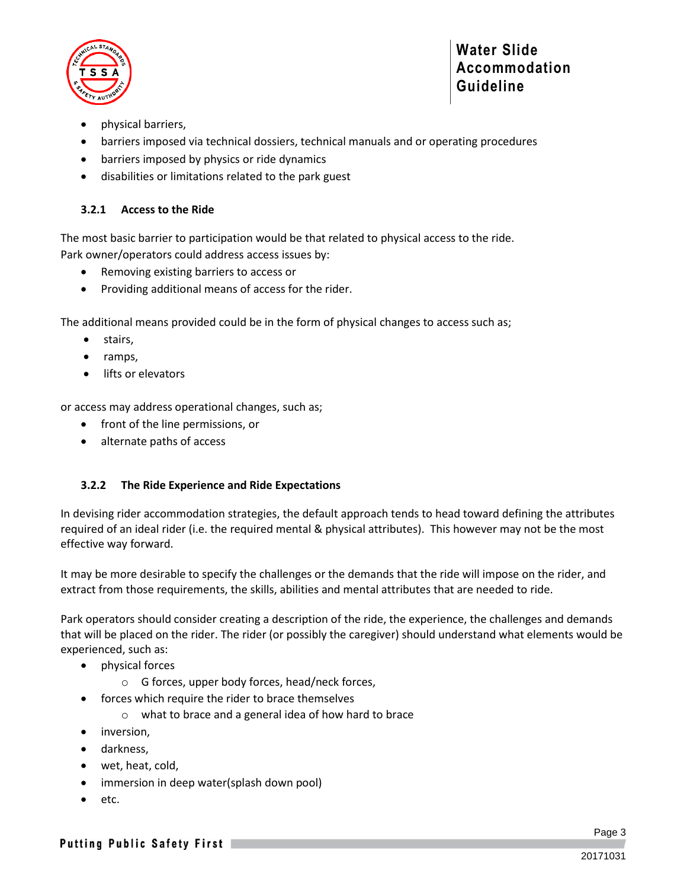- physical barriers,
- barriers imposed via technical dossiers, technical manuals and or operating procedures
- barriers imposed by physics or ride dynamics
- disabilities or limitations related to the park guest

### 3.2.1 Access to the Ride

The most basic barrier to participation would be that related to physical access to the ride. Park owner/operators could address access issues by:

- Removing existing barriers to access or
- Providing additional means of access for the rider.

The additional means provided could be in the form of physical changes to access such as;

- stairs,
- ramps,
- lifts or elevators

or access may address operational changes, such as;

- front of the line permissions, or
- alternate paths of access

### 3.2.2 The Ride Experience and Ride Expectations

In devising rider accommodation strategies, the default approach tends to head toward defining the attributes required of an ideal rider (i.e. the required mental & physical attributes). This however may not be the most effective way forward.

It may be more desirable to specify the challenges or the demands that the ride will impose on the rider, and extract from those requirements, the skills, abilities and mental attributes that are needed to ride.

Park operators should consider creating a description of the ride, the experience, the challenges and demands that will be placed on the rider. The rider (or possibly the caregiver) should understand what elements would be experienced, such as:

- physical forces
  - G forces, upper body forces, head/neck forces,
- forces which require the rider to brace themselves
  - what to brace and a general idea of how hard to brace
- inversion,
- darkness,
- wet, heat, cold,
- immersion in deep water(splash down pool)
- etc.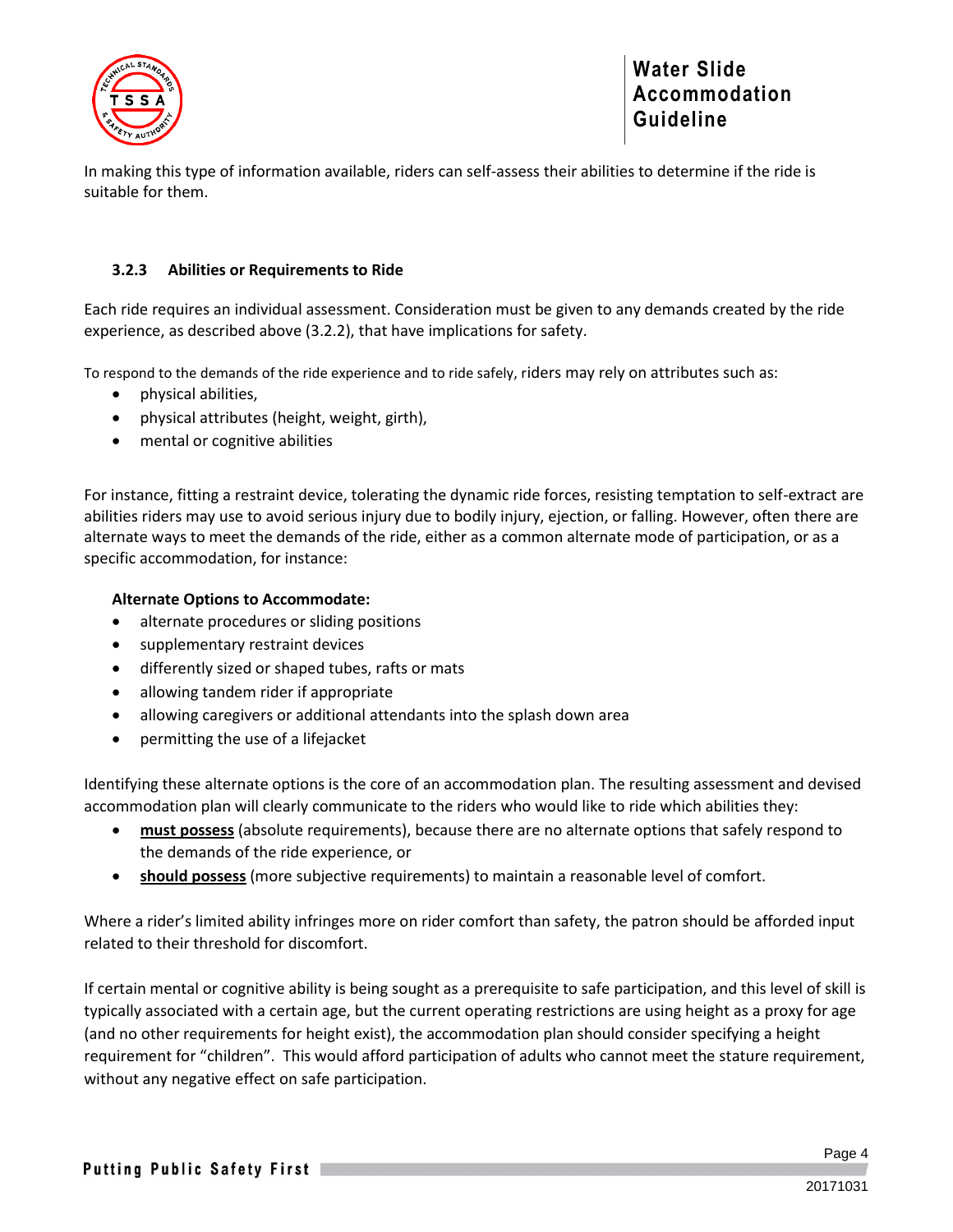In making this type of information available, riders can self-assess their abilities to determine if the ride is suitable for them.

### 3.2.3 Abilities or Requirements to Ride

Each ride requires an individual assessment. Consideration must be given to any demands created by the ride experience, as described above (3.2.2), that have implications for safety.

To respond to the demands of the ride experience and to ride safely, riders may rely on attributes such as:

- physical abilities,
- physical attributes (height, weight, girth),
- mental or cognitive abilities

For instance, fitting a restraint device, tolerating the dynamic ride forces, resisting temptation to self-extract are abilities riders may use to avoid serious injury due to bodily injury, ejection, or falling. However, often there are alternate ways to meet the demands of the ride, either as a common alternate mode of participation, or as a specific accommodation, for instance:

**Alternate Options to Accommodate:**

- alternate procedures or sliding positions
- supplementary restraint devices
- differently sized or shaped tubes, rafts or mats
- allowing tandem rider if appropriate
- allowing caregivers or additional attendants into the splash down area
- permitting the use of a lifejacket

Identifying these alternate options is the core of an accommodation plan. The resulting assessment and devised accommodation plan will clearly communicate to the riders who would like to ride which abilities they:

- **must possess** (absolute requirements), because there are no alternate options that safely respond to the demands of the ride experience, or
- **should possess** (more subjective requirements) to maintain a reasonable level of comfort.

Where a rider's limited ability infringes more on rider comfort than safety, the patron should be afforded input related to their threshold for discomfort.

If certain mental or cognitive ability is being sought as a prerequisite to safe participation, and this level of skill is typically associated with a certain age, but the current operating restrictions are using height as a proxy for age (and no other requirements for height exist), the accommodation plan should consider specifying a height requirement for "children". This would afford participation of adults who cannot meet the stature requirement, without any negative effect on safe participation.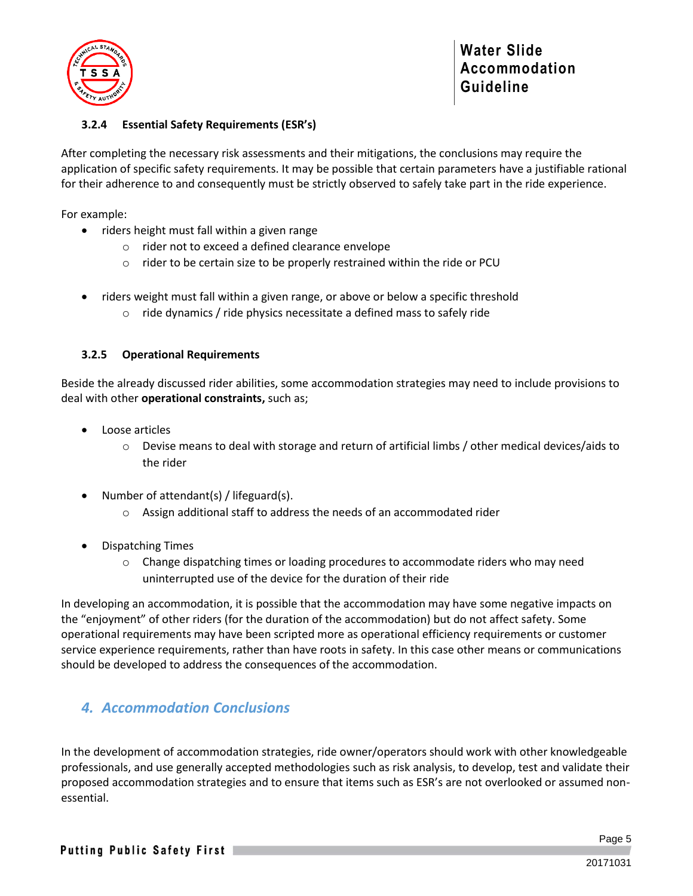### 3.2.4 Essential Safety Requirements (ESR's)

After completing the necessary risk assessments and their mitigations, the conclusions may require the application of specific safety requirements. It may be possible that certain parameters have a justifiable rational for their adherence to and consequently must be strictly observed to safely take part in the ride experience.

For example:

- riders height must fall within a given range
  - rider not to exceed a defined clearance envelope
  - rider to be certain size to be properly restrained within the ride or PCU
- riders weight must fall within a given range, or above or below a specific threshold
  - ride dynamics / ride physics necessitate a defined mass to safely ride

### 3.2.5 Operational Requirements

Beside the already discussed rider abilities, some accommodation strategies may need to include provisions to deal with other **operational constraints,** such as;

- Loose articles
  - Devise means to deal with storage and return of artificial limbs / other medical devices/aids to the rider
- Number of attendant(s) / lifeguard(s).
  - Assign additional staff to address the needs of an accommodated rider
- Dispatching Times
  - Change dispatching times or loading procedures to accommodate riders who may need uninterrupted use of the device for the duration of their ride

In developing an accommodation, it is possible that the accommodation may have some negative impacts on the "enjoyment" of other riders (for the duration of the accommodation) but do not affect safety. Some operational requirements may have been scripted more as operational efficiency requirements or customer service experience requirements, rather than have roots in safety. In this case other means or communications should be developed to address the consequences of the accommodation.

## *4. Accommodation Conclusions*

In the development of accommodation strategies, ride owner/operators should work with other knowledgeable professionals, and use generally accepted methodologies such as risk analysis, to develop, test and validate their proposed accommodation strategies and to ensure that items such as ESR's are not overlooked or assumed non-essential.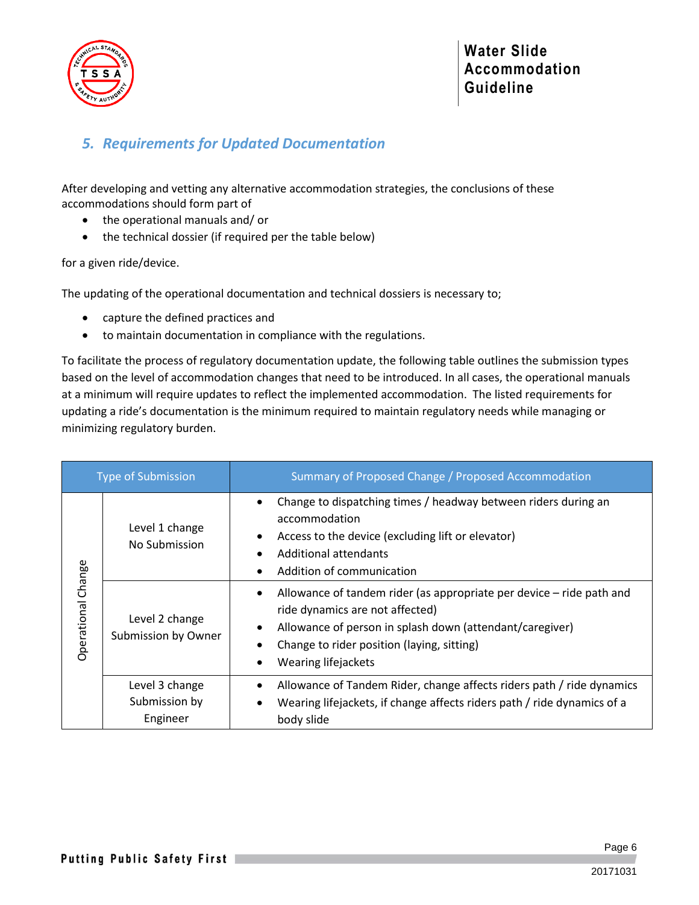## 5. Requirements for Updated Documentation

After developing and vetting any alternative accommodation strategies, the conclusions of these accommodations should form part of

- the operational manuals and/ or
- the technical dossier (if required per the table below)

for a given ride/device.

The updating of the operational documentation and technical dossiers is necessary to;

- capture the defined practices and
- to maintain documentation in compliance with the regulations.

To facilitate the process of regulatory documentation update, the following table outlines the submission types based on the level of accommodation changes that need to be introduced. In all cases, the operational manuals at a minimum will require updates to reflect the implemented accommodation. The listed requirements for updating a ride's documentation is the minimum required to maintain regulatory needs while managing or minimizing regulatory burden.

| Type of Submission | | Summary of Proposed Change / Proposed Accommodation |
|---|---|---|
| Operational Change | Level 1 change<br>No Submission | • Change to dispatching times / headway between riders during an accommodation<br>• Access to the device (excluding lift or elevator)<br>• Additional attendants<br>• Addition of communication |
| | Level 2 change<br>Submission by Owner | • Allowance of tandem rider (as appropriate per device – ride path and ride dynamics are not affected)<br>• Allowance of person in splash down (attendant/caregiver)<br>• Change to rider position (laying, sitting)<br>• Wearing lifejackets |
| | Level 3 change<br>Submission by Engineer | • Allowance of Tandem Rider, change affects riders path / ride dynamics<br>• Wearing lifejackets, if change affects riders path / ride dynamics of a body slide |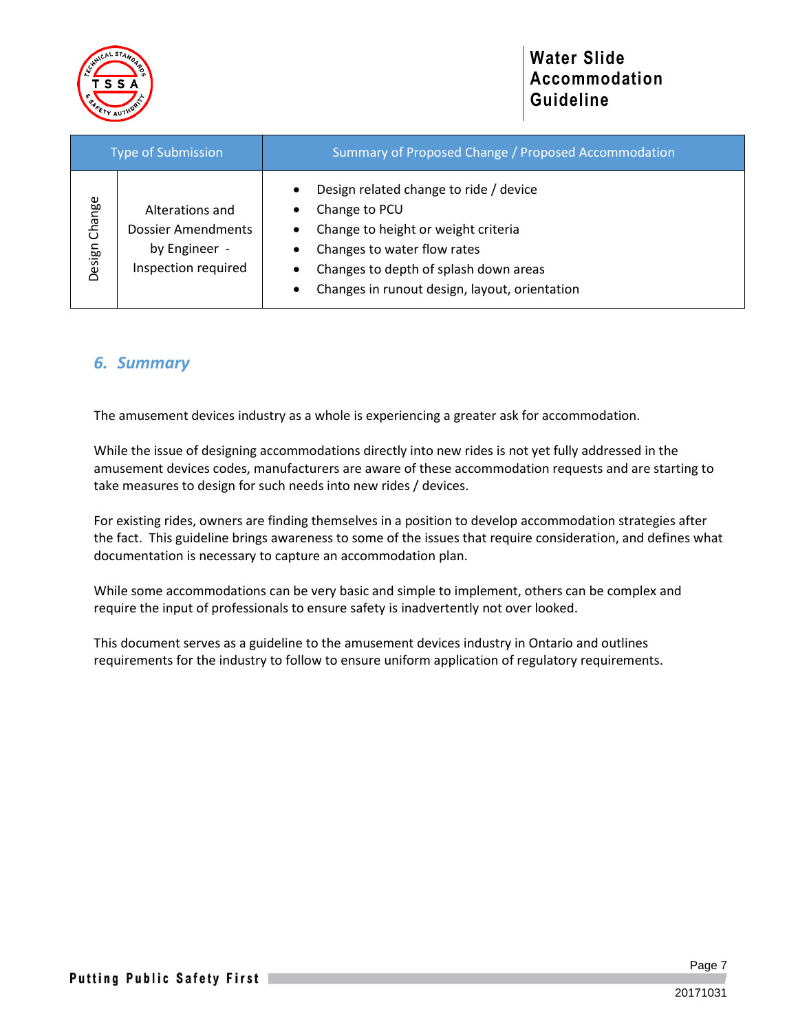| Type of Submission | | Summary of Proposed Change / Proposed Accommodation |
|---|---|---|
| Design Change | Alterations and Dossier Amendments by Engineer - Inspection required | • Design related change to ride / device<br>• Change to PCU<br>• Change to height or weight criteria<br>• Changes to water flow rates<br>• Changes to depth of splash down areas<br>• Changes in runout design, layout, orientation |

## *6. Summary*

The amusement devices industry as a whole is experiencing a greater ask for accommodation.

While the issue of designing accommodations directly into new rides is not yet fully addressed in the amusement devices codes, manufacturers are aware of these accommodation requests and are starting to take measures to design for such needs into new rides / devices.

For existing rides, owners are finding themselves in a position to develop accommodation strategies after the fact. This guideline brings awareness to some of the issues that require consideration, and defines what documentation is necessary to capture an accommodation plan.

While some accommodations can be very basic and simple to implement, others can be complex and require the input of professionals to ensure safety is inadvertently not over looked.

This document serves as a guideline to the amusement devices industry in Ontario and outlines requirements for the industry to follow to ensure uniform application of regulatory requirements.